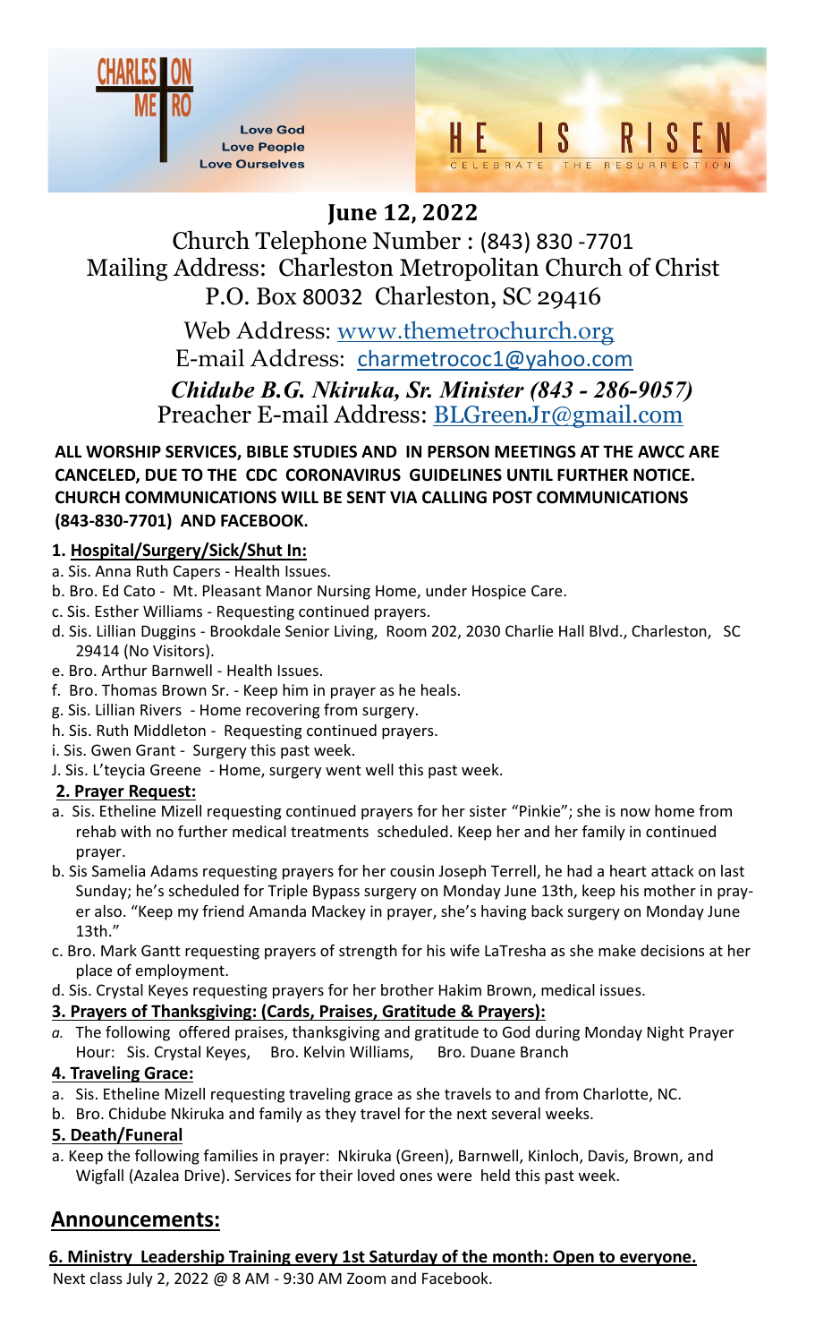CHARLESTON METRO

Love God
Love People
Love Ourselves

HE IS RISEN
CELEBRATE THE RESURRECTION

# June 12, 2022

Church Telephone Number : (843) 830 -7701
Mailing Address: Charleston Metropolitan Church of Christ
P.O. Box 80032 Charleston, SC 29416

Web Address: www.themetrochurch.org
E-mail Address: charmetrococ1@yahoo.com
***Chidube B.G. Nkiruka, Sr. Minister (843 - 286-9057)***
Preacher E-mail Address: BLGreenJr@gmail.com

**ALL WORSHIP SERVICES, BIBLE STUDIES AND IN PERSON MEETINGS AT THE AWCC ARE CANCELED, DUE TO THE CDC CORONAVIRUS GUIDELINES UNTIL FURTHER NOTICE. CHURCH COMMUNICATIONS WILL BE SENT VIA CALLING POST COMMUNICATIONS (843-830-7701) AND FACEBOOK.**

**1. Hospital/Surgery/Sick/Shut In:**

a. Sis. Anna Ruth Capers - Health Issues.
b. Bro. Ed Cato - Mt. Pleasant Manor Nursing Home, under Hospice Care.
c. Sis. Esther Williams - Requesting continued prayers.
d. Sis. Lillian Duggins - Brookdale Senior Living, Room 202, 2030 Charlie Hall Blvd., Charleston, SC 29414 (No Visitors).
e. Bro. Arthur Barnwell - Health Issues.
f. Bro. Thomas Brown Sr. - Keep him in prayer as he heals.
g. Sis. Lillian Rivers - Home recovering from surgery.
h. Sis. Ruth Middleton - Requesting continued prayers.
i. Sis. Gwen Grant - Surgery this past week.
J. Sis. L'teycia Greene - Home, surgery went well this past week.

**2. Prayer Request:**

a. Sis. Etheline Mizell requesting continued prayers for her sister "Pinkie"; she is now home from rehab with no further medical treatments scheduled. Keep her and her family in continued prayer.
b. Sis Samelia Adams requesting prayers for her cousin Joseph Terrell, he had a heart attack on last Sunday; he's scheduled for Triple Bypass surgery on Monday June 13th, keep his mother in prayer also. "Keep my friend Amanda Mackey in prayer, she's having back surgery on Monday June 13th."
c. Bro. Mark Gantt requesting prayers of strength for his wife LaTresha as she make decisions at her place of employment.
d. Sis. Crystal Keyes requesting prayers for her brother Hakim Brown, medical issues.

**3. Prayers of Thanksgiving: (Cards, Praises, Gratitude & Prayers):**

*a.* The following offered praises, thanksgiving and gratitude to God during Monday Night Prayer Hour: Sis. Crystal Keyes, Bro. Kelvin Williams, Bro. Duane Branch

**4. Traveling Grace:**

a. Sis. Etheline Mizell requesting traveling grace as she travels to and from Charlotte, NC.
b. Bro. Chidube Nkiruka and family as they travel for the next several weeks.

**5. Death/Funeral**

a. Keep the following families in prayer: Nkiruka (Green), Barnwell, Kinloch, Davis, Brown, and Wigfall (Azalea Drive). Services for their loved ones were held this past week.

## Announcements:

**6. Ministry Leadership Training every 1st Saturday of the month: Open to everyone.**
Next class July 2, 2022 @ 8 AM - 9:30 AM Zoom and Facebook.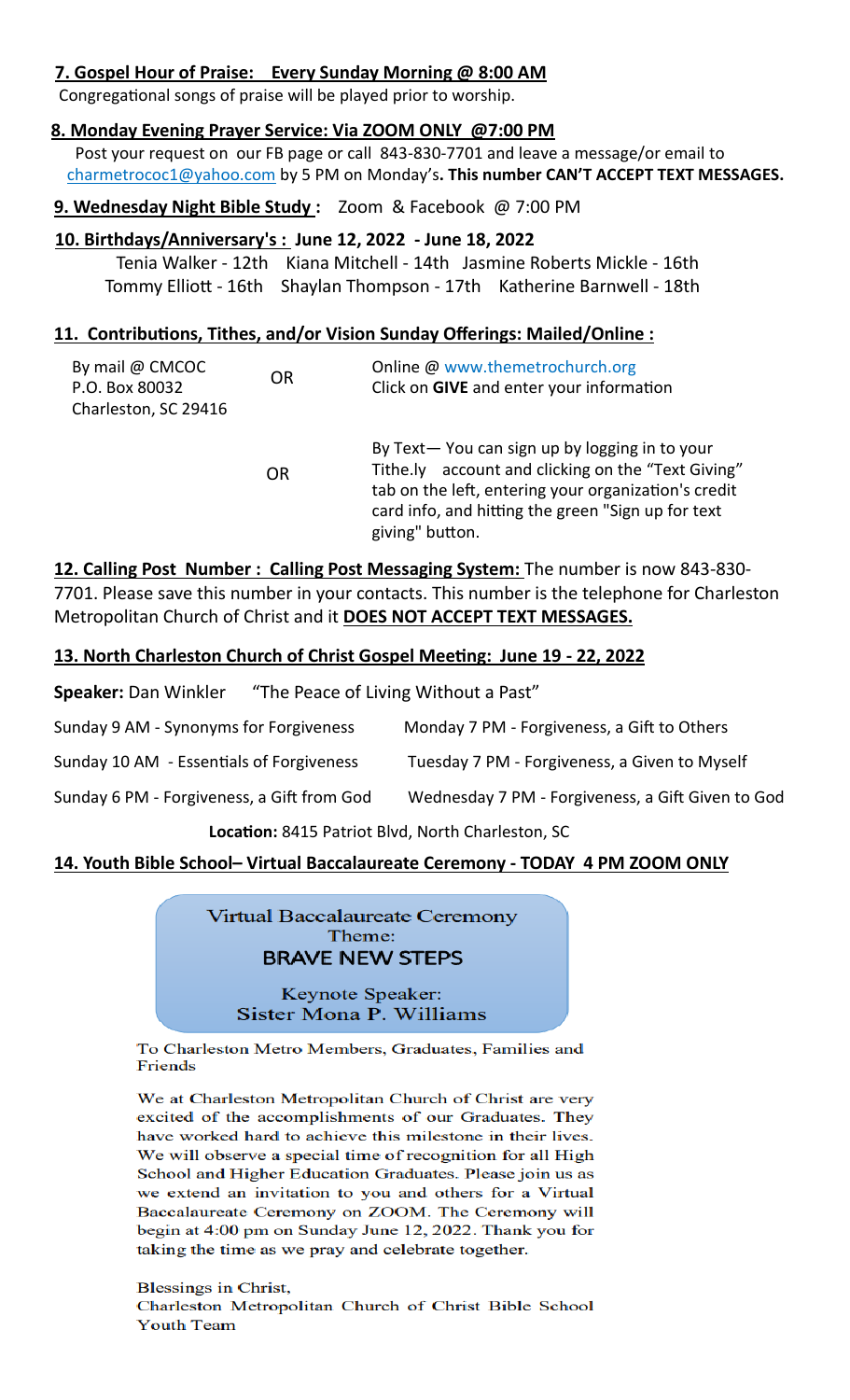**7. Gospel Hour of Praise: Every Sunday Morning @ 8:00 AM**

Congregational songs of praise will be played prior to worship.

**8. Monday Evening Prayer Service: Via ZOOM ONLY @7:00 PM**

Post your request on our FB page or call 843-830-7701 and leave a message/or email to charmetrococ1@yahoo.com by 5 PM on Monday's**. This number CAN'T ACCEPT TEXT MESSAGES.**

**9. Wednesday Night Bible Study :** Zoom & Facebook @ 7:00 PM

**10. Birthdays/Anniversary's : June 12, 2022 - June 18, 2022**

Tenia Walker - 12th Kiana Mitchell - 14th Jasmine Roberts Mickle - 16th
Tommy Elliott - 16th Shaylan Thompson - 17th Katherine Barnwell - 18th

**11. Contributions, Tithes, and/or Vision Sunday Offerings: Mailed/Online :**

By mail @ CMCOC
P.O. Box 80032
Charleston, SC 29416

OR

Online @ www.themetrochurch.org
Click on **GIVE** and enter your information

OR

By Text— You can sign up by logging in to your Tithe.ly account and clicking on the "Text Giving" tab on the left, entering your organization's credit card info, and hitting the green "Sign up for text giving" button.

**12. Calling Post Number : Calling Post Messaging System:** The number is now 843-830-7701. Please save this number in your contacts. This number is the telephone for Charleston Metropolitan Church of Christ and it **DOES NOT ACCEPT TEXT MESSAGES.**

**13. North Charleston Church of Christ Gospel Meeting: June 19 - 22, 2022**

**Speaker:** Dan Winkler "The Peace of Living Without a Past"

Sunday 9 AM - Synonyms for Forgiveness

Sunday 10 AM - Essentials of Forgiveness

Sunday 6 PM - Forgiveness, a Gift from God

Monday 7 PM - Forgiveness, a Gift to Others

Tuesday 7 PM - Forgiveness, a Given to Myself

Wednesday 7 PM - Forgiveness, a Gift Given to God

**Location:** 8415 Patriot Blvd, North Charleston, SC

**14. Youth Bible School– Virtual Baccalaureate Ceremony - TODAY 4 PM ZOOM ONLY**

Virtual Baccalaureate Ceremony
Theme:
BRAVE NEW STEPS

Keynote Speaker:
Sister Mona P. Williams

To Charleston Metro Members, Graduates, Families and Friends

We at Charleston Metropolitan Church of Christ are very excited of the accomplishments of our Graduates. They have worked hard to achieve this milestone in their lives. We will observe a special time of recognition for all High School and Higher Education Graduates. Please join us as we extend an invitation to you and others for a Virtual Baccalaureate Ceremony on ZOOM. The Ceremony will begin at 4:00 pm on Sunday June 12, 2022. Thank you for taking the time as we pray and celebrate together.

Blessings in Christ,
Charleston Metropolitan Church of Christ Bible School Youth Team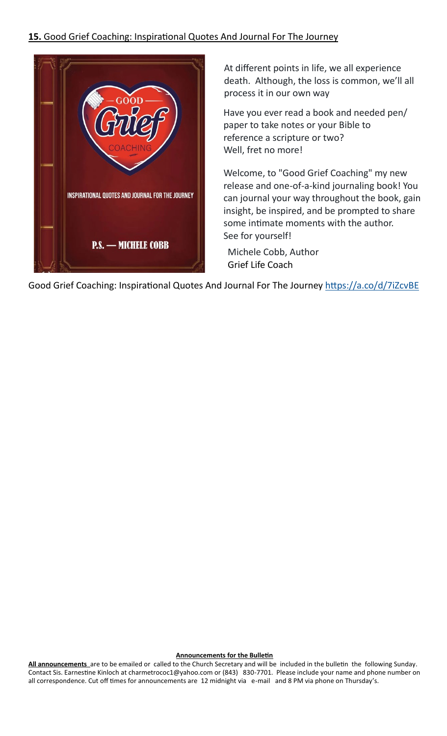**15.** Good Grief Coaching: Inspirational Quotes And Journal For The Journey

At different points in life, we all experience death. Although, the loss is common, we'll all process it in our own way

Have you ever read a book and needed pen/paper to take notes or your Bible to reference a scripture or two? Well, fret no more!

Welcome, to "Good Grief Coaching" my new release and one-of-a-kind journaling book! You can journal your way throughout the book, gain insight, be inspired, and be prompted to share some intimate moments with the author. See for yourself!

Michele Cobb, Author
Grief Life Coach

Good Grief Coaching: Inspirational Quotes And Journal For The Journey https://a.co/d/7iZcvBE

**Announcements for the Bulletin**

**All announcements** are to be emailed or called to the Church Secretary and will be included in the bulletin the following Sunday. Contact Sis. Earnestine Kinloch at charmetrococ1@yahoo.com or (843) 830-7701. Please include your name and phone number on all correspondence. Cut off times for announcements are 12 midnight via e-mail and 8 PM via phone on Thursday's.